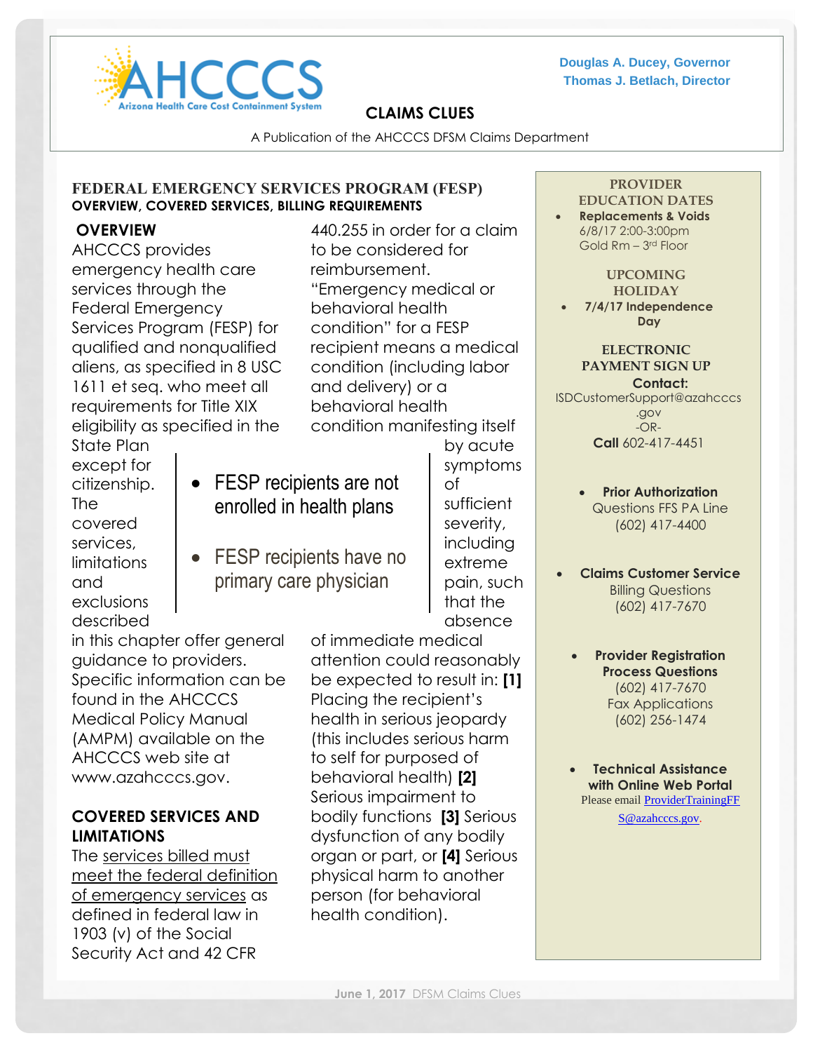AHCCCS
Arizona Health Care Cost Containment System

**Douglas A. Ducey, Governor**
**Thomas J. Betlach, Director**

# CLAIMS CLUES

A Publication of the AHCCCS DFSM Claims Department

## FEDERAL EMERGENCY SERVICES PROGRAM (FESP)

**OVERVIEW, COVERED SERVICES, BILLING REQUIREMENTS**

### OVERVIEW

AHCCCS provides emergency health care services through the Federal Emergency Services Program (FESP) for qualified and nonqualified aliens, as specified in 8 USC 1611 et seq. who meet all requirements for Title XIX eligibility as specified in the State Plan except for citizenship. The covered services, limitations and exclusions described in this chapter offer general guidance to providers. Specific information can be found in the AHCCCS Medical Policy Manual (AMPM) available on the AHCCCS web site at www.azahcccs.gov.

- FESP recipients are not enrolled in health plans
- FESP recipients have no primary care physician

### COVERED SERVICES AND LIMITATIONS

The <u>services billed must meet the federal definition of emergency services</u> as defined in federal law in 1903 (v) of the Social Security Act and 42 CFR 440.255 in order for a claim to be considered for reimbursement. "Emergency medical or behavioral health condition" for a FESP recipient means a medical condition (including labor and delivery) or a behavioral health condition manifesting itself by acute symptoms of sufficient severity, including extreme pain, such that the absence of immediate medical attention could reasonably be expected to result in: **[1]** Placing the recipient's health in serious jeopardy (this includes serious harm to self for purposed of behavioral health) **[2]** Serious impairment to bodily functions **[3]** Serious dysfunction of any bodily organ or part, or **[4]** Serious physical harm to another person (for behavioral health condition).

---

**PROVIDER EDUCATION DATES**

- **Replacements & Voids**
  6/8/17 2:00-3:00pm
  Gold Rm – 3rd Floor

**UPCOMING HOLIDAY**

- **7/4/17 Independence Day**

**ELECTRONIC PAYMENT SIGN UP**

**Contact:**
ISDCustomerSupport@azahcccs.gov
-OR-
**Call** 602-417-4451

- **Prior Authorization**
  Questions FFS PA Line
  (602) 417-4400

- **Claims Customer Service**
  Billing Questions
  (602) 417-7670

- **Provider Registration Process Questions**
  (602) 417-7670
  Fax Applications
  (602) 256-1474

- **Technical Assistance with Online Web Portal**
  Please email ProviderTrainingFFS@azahcccs.gov.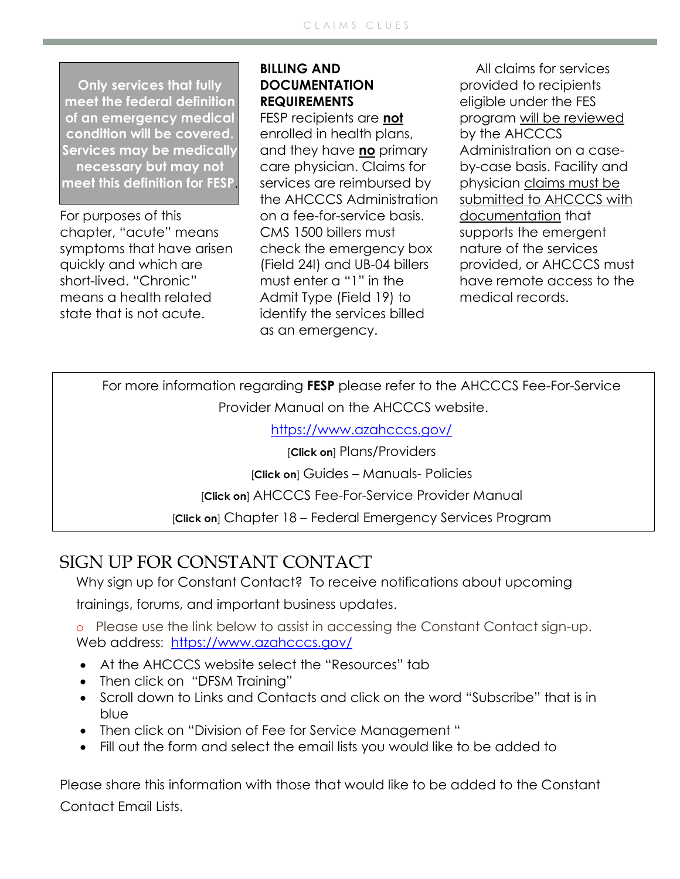**Only services that fully meet the federal definition of an emergency medical condition will be covered. Services may be medically necessary but may not meet this definition for FESP.**

For purposes of this chapter, "acute" means symptoms that have arisen quickly and which are short-lived. "Chronic" means a health related state that is not acute.

**BILLING AND DOCUMENTATION REQUIREMENTS**

FESP recipients are **not** enrolled in health plans, and they have **no** primary care physician. Claims for services are reimbursed by the AHCCCS Administration on a fee-for-service basis. CMS 1500 billers must check the emergency box (Field 24I) and UB-04 billers must enter a "1" in the Admit Type (Field 19) to identify the services billed as an emergency.

All claims for services provided to recipients eligible under the FES program will be reviewed by the AHCCCS Administration on a case-by-case basis. Facility and physician claims must be submitted to AHCCCS with documentation that supports the emergent nature of the services provided, or AHCCCS must have remote access to the medical records.

For more information regarding **FESP** please refer to the AHCCCS Fee-For-Service Provider Manual on the AHCCCS website.

https://www.azahcccs.gov/

[**Click on**] Plans/Providers

[**Click on**] Guides – Manuals- Policies

[**Click on**] AHCCCS Fee-For-Service Provider Manual

[**Click on**] Chapter 18 – Federal Emergency Services Program

## SIGN UP FOR CONSTANT CONTACT

Why sign up for Constant Contact? To receive notifications about upcoming trainings, forums, and important business updates.

- Please use the link below to assist in accessing the Constant Contact sign-up.

Web address: https://www.azahcccs.gov/

- At the AHCCCS website select the "Resources" tab
- Then click on "DFSM Training"
- Scroll down to Links and Contacts and click on the word "Subscribe" that is in blue
- Then click on "Division of Fee for Service Management "
- Fill out the form and select the email lists you would like to be added to

Please share this information with those that would like to be added to the Constant Contact Email Lists.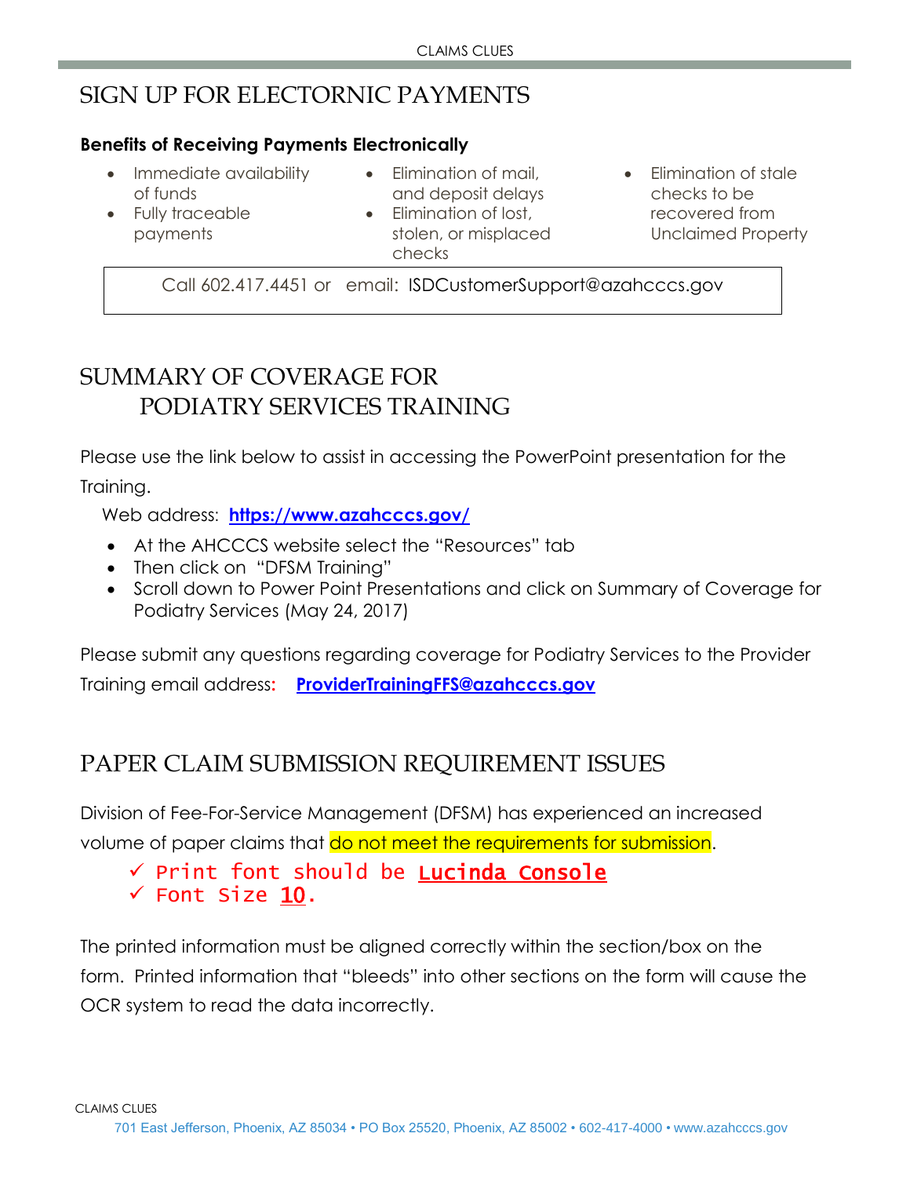# SIGN UP FOR ELECTORNIC PAYMENTS

**Benefits of Receiving Payments Electronically**

- Immediate availability of funds
- Fully traceable payments
- Elimination of mail, and deposit delays
- Elimination of lost, stolen, or misplaced checks
- Elimination of stale checks to be recovered from Unclaimed Property

Call 602.417.4451 or email: ISDCustomerSupport@azahcccs.gov

# SUMMARY OF COVERAGE FOR PODIATRY SERVICES TRAINING

Please use the link below to assist in accessing the PowerPoint presentation for the Training.

Web address: **https://www.azahcccs.gov/**

- At the AHCCCS website select the "Resources" tab
- Then click on "DFSM Training"
- Scroll down to Power Point Presentations and click on Summary of Coverage for Podiatry Services (May 24, 2017)

Please submit any questions regarding coverage for Podiatry Services to the Provider Training email address: **ProviderTrainingFFS@azahcccs.gov**

# PAPER CLAIM SUBMISSION REQUIREMENT ISSUES

Division of Fee-For-Service Management (DFSM) has experienced an increased volume of paper claims that do not meet the requirements for submission.

- ✓ Print font should be **Lucinda Console**
- ✓ Font Size **10**.

The printed information must be aligned correctly within the section/box on the form. Printed information that "bleeds" into other sections on the form will cause the OCR system to read the data incorrectly.